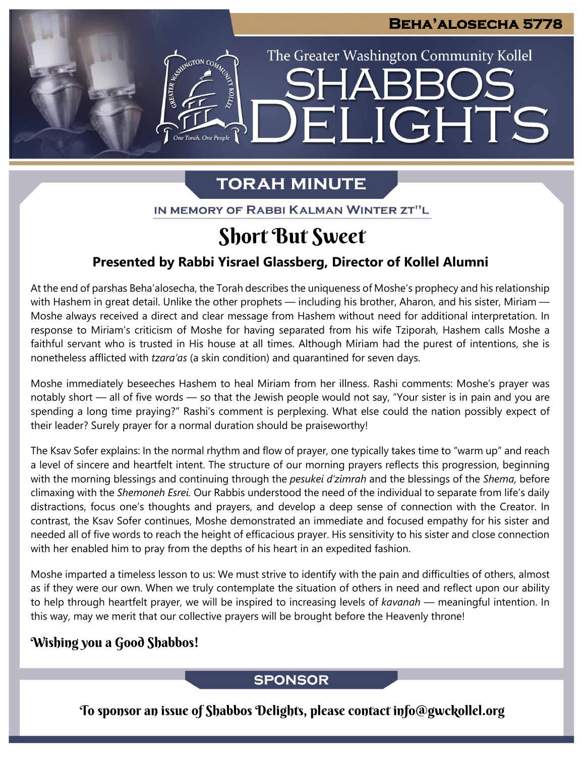**Beha'alosecha 5778**

The Greater Washington Community Kollel

# Shabbos Delights

## Torah Minute

In memory of Rabbi Kalman Winter zt"l

# Short But Sweet

### Presented by Rabbi Yisrael Glassberg, Director of Kollel Alumni

At the end of parshas Beha'alosecha, the Torah describes the uniqueness of Moshe's prophecy and his relationship with Hashem in great detail. Unlike the other prophets — including his brother, Aharon, and his sister, Miriam — Moshe always received a direct and clear message from Hashem without need for additional interpretation. In response to Miriam's criticism of Moshe for having separated from his wife Tziporah, Hashem calls Moshe a faithful servant who is trusted in His house at all times. Although Miriam had the purest of intentions, she is nonetheless afflicted with *tzara'as* (a skin condition) and quarantined for seven days.

Moshe immediately beseeches Hashem to heal Miriam from her illness. Rashi comments: Moshe's prayer was notably short — all of five words — so that the Jewish people would not say, "Your sister is in pain and you are spending a long time praying?" Rashi's comment is perplexing. What else could the nation possibly expect of their leader? Surely prayer for a normal duration should be praiseworthy!

The Ksav Sofer explains: In the normal rhythm and flow of prayer, one typically takes time to "warm up" and reach a level of sincere and heartfelt intent. The structure of our morning prayers reflects this progression, beginning with the morning blessings and continuing through the *pesukei d'zimrah* and the blessings of the *Shema,* before climaxing with the *Shemoneh Esrei.* Our Rabbis understood the need of the individual to separate from life's daily distractions, focus one's thoughts and prayers, and develop a deep sense of connection with the Creator. In contrast, the Ksav Sofer continues, Moshe demonstrated an immediate and focused empathy for his sister and needed all of five words to reach the height of efficacious prayer. His sensitivity to his sister and close connection with her enabled him to pray from the depths of his heart in an expedited fashion.

Moshe imparted a timeless lesson to us: We must strive to identify with the pain and difficulties of others, almost as if they were our own. When we truly contemplate the situation of others in need and reflect upon our ability to help through heartfelt prayer, we will be inspired to increasing levels of *kavanah* — meaningful intention. In this way, may we merit that our collective prayers will be brought before the Heavenly throne!

**Wishing you a Good Shabbos!**

## Sponsor

To sponsor an issue of Shabbos Delights, please contact info@gwckollel.org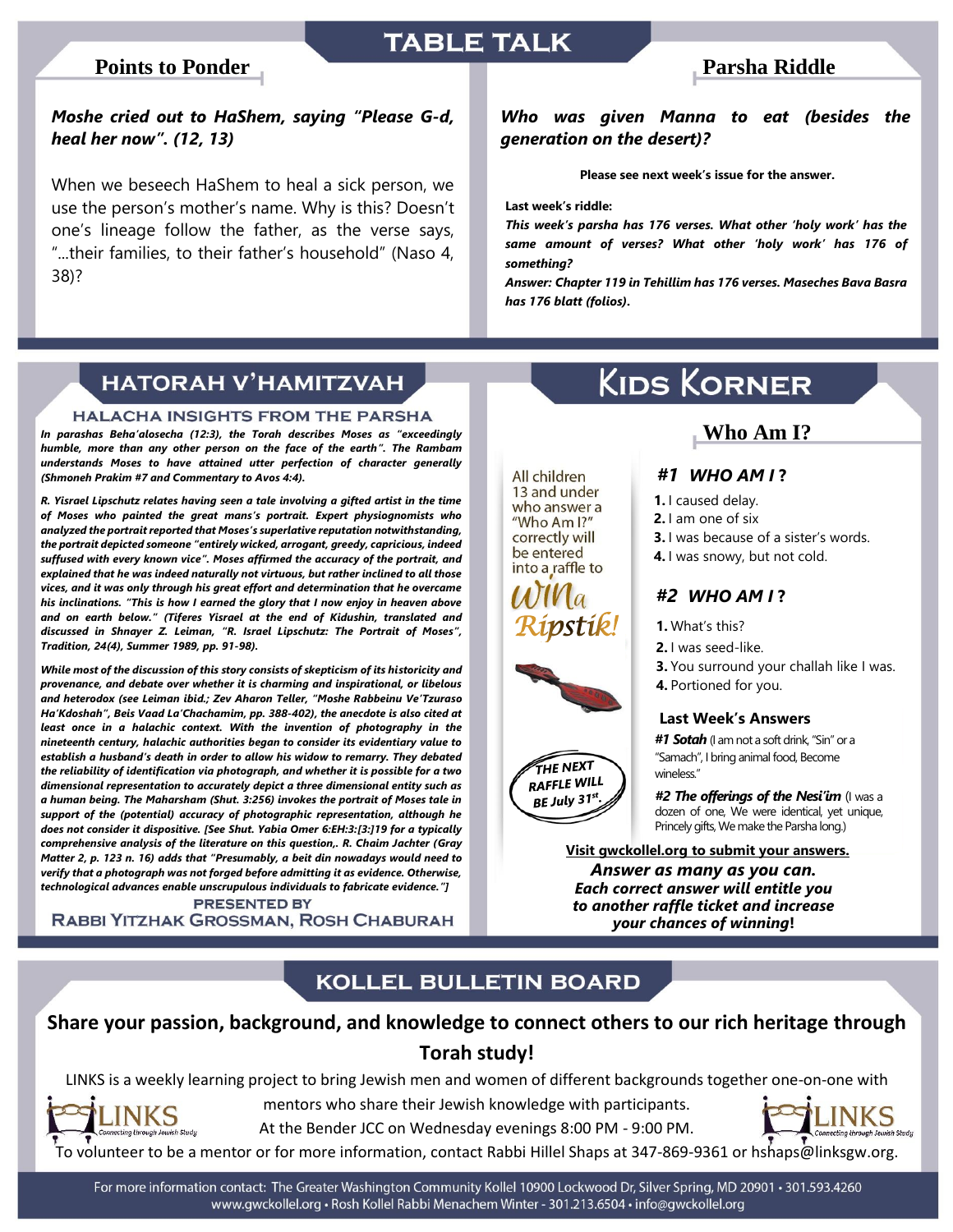# TABLE TALK

## Points to Ponder

***Moshe cried out to HaShem, saying "Please G-d, heal her now". (12, 13)***

When we beseech HaShem to heal a sick person, we use the person's mother's name. Why is this? Doesn't one's lineage follow the father, as the verse says, "...their families, to their father's household" (Naso 4, 38)?

## Parsha Riddle

***Who was given Manna to eat (besides the generation on the desert)?***

**Please see next week's issue for the answer.**

**Last week's riddle:**

***This week's parsha has 176 verses. What other 'holy work' has the same amount of verses? What other 'holy work' has 176 of something?***

***Answer: Chapter 119 in Tehillim has 176 verses. Maseches Bava Basra has 176 blatt (folios).***

# HATORAH V'HAMITZVAH

## HALACHA INSIGHTS FROM THE PARSHA

***In parashas Beha'alosecha (12:3), the Torah describes Moses as "exceedingly humble, more than any other person on the face of the earth". The Rambam understands Moses to have attained utter perfection of character generally (Shmoneh Prakim #7 and Commentary to Avos 4:4).***

***R. Yisrael Lipschutz relates having seen a tale involving a gifted artist in the time of Moses who painted the great man's portrait. Expert physiognomists who analyzed the portrait reported that Moses's superlative reputation notwithstanding, the portrait depicted someone "entirely wicked, arrogant, greedy, capricious, indeed suffused with every known vice". Moses affirmed the accuracy of the portrait, and explained that he was indeed naturally not virtuous, but rather inclined to all those vices, and it was only through his great effort and determination that he overcame his inclinations. "This is how I earned the glory that I now enjoy in heaven above and on earth below." (Tiferes Yisrael at the end of Kidushin, translated and discussed in Shnayer Z. Leiman, "R. Israel Lipschutz: The Portrait of Moses", Tradition, 24(4), Summer 1989, pp. 91-98).***

***While most of the discussion of this story consists of skepticism of its historicity and provenance, and debate over whether it is charming and inspirational, or libelous and heterodox (see Leiman ibid.; Zev Aharon Teller, "Moshe Rabbeinu Ve'Tzuraso Ha'Kdoshah", Beis Vaad La'Chachamim, pp. 388-402), the anecdote is also cited at least once in a halachic context. With the invention of photography in the nineteenth century, halachic authorities began to consider its evidentiary value to establish a husband's death in order to allow his widow to remarry. They debated the reliability of identification via photograph, and whether it is possible for a two dimensional representation to accurately depict a three dimensional entity such as a human being. The Maharsham (Shut. 3:256) invokes the portrait of Moses tale in support of the (potential) accuracy of photographic representation, although he does not consider it dispositive. [See Shut. Yabia Omer 6:EH:3:[3:]19 for a typically comprehensive analysis of the literature on this question,. R. Chaim Jachter (Gray Matter 2, p. 123 n. 16) adds that "Presumably, a beit din nowadays would need to verify that a photograph was not forged before admitting it as evidence. Otherwise, technological advances enable unscrupulous individuals to fabricate evidence."]***

PRESENTED BY
RABBI YITZHAK GROSSMAN, ROSH CHABURAH

# KIDS KORNER

## Who Am I?

All children 13 and under who answer a "Who Am I?" correctly will be entered into a raffle to

*Win a Ripstik!*

*THE NEXT RAFFLE WILL BE July 31st.*

### #1 WHO AM I?

1. I caused delay.
2. I am one of six
3. I was because of a sister's words.
4. I was snowy, but not cold.

### #2 WHO AM I?

1. What's this?
2. I was seed-like.
3. You surround your challah like I was.
4. Portioned for you.

### Last Week's Answers

***#1 Sotah*** (I am not a soft drink, "Sin" or a "Samach", I bring animal food, Become wineless."

***#2 The offerings of the Nesi'im*** (I was a dozen of one, We were identical, yet unique, Princely gifts, We make the Parsha long.)

**Visit gwckollel.org to submit your answers.**

***Answer as many as you can.***
***Each correct answer will entitle you to another raffle ticket and increase your chances of winning!***

# KOLLEL BULLETIN BOARD

**Share your passion, background, and knowledge to connect others to our rich heritage through Torah study!**

LINKS is a weekly learning project to bring Jewish men and women of different backgrounds together one-on-one with mentors who share their Jewish knowledge with participants.

At the Bender JCC on Wednesday evenings 8:00 PM - 9:00 PM.

To volunteer to be a mentor or for more information, contact Rabbi Hillel Shaps at 347-869-9361 or hshaps@linksgw.org.

LINKS Connecting through Jewish Study

For more information contact: The Greater Washington Community Kollel 10900 Lockwood Dr, Silver Spring, MD 20901 • 301.593.4260
www.gwckollel.org • Rosh Kollel Rabbi Menachem Winter - 301.213.6504 • info@gwckollel.org